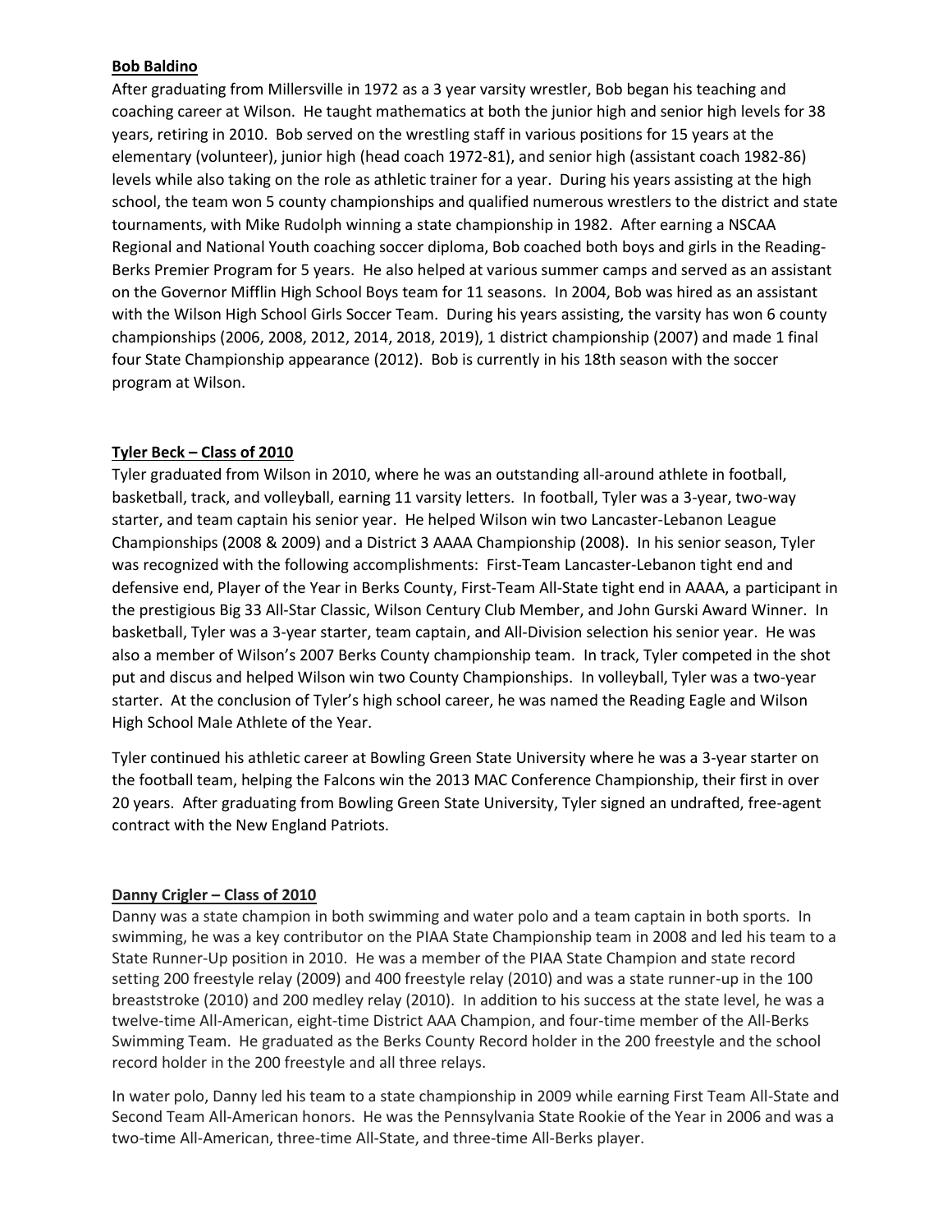**Bob Baldino**

After graduating from Millersville in 1972 as a 3 year varsity wrestler, Bob began his teaching and coaching career at Wilson. He taught mathematics at both the junior high and senior high levels for 38 years, retiring in 2010. Bob served on the wrestling staff in various positions for 15 years at the elementary (volunteer), junior high (head coach 1972-81), and senior high (assistant coach 1982-86) levels while also taking on the role as athletic trainer for a year. During his years assisting at the high school, the team won 5 county championships and qualified numerous wrestlers to the district and state tournaments, with Mike Rudolph winning a state championship in 1982. After earning a NSCAA Regional and National Youth coaching soccer diploma, Bob coached both boys and girls in the Reading-Berks Premier Program for 5 years. He also helped at various summer camps and served as an assistant on the Governor Mifflin High School Boys team for 11 seasons. In 2004, Bob was hired as an assistant with the Wilson High School Girls Soccer Team. During his years assisting, the varsity has won 6 county championships (2006, 2008, 2012, 2014, 2018, 2019), 1 district championship (2007) and made 1 final four State Championship appearance (2012). Bob is currently in his 18th season with the soccer program at Wilson.

**Tyler Beck – Class of 2010**

Tyler graduated from Wilson in 2010, where he was an outstanding all-around athlete in football, basketball, track, and volleyball, earning 11 varsity letters. In football, Tyler was a 3-year, two-way starter, and team captain his senior year. He helped Wilson win two Lancaster-Lebanon League Championships (2008 & 2009) and a District 3 AAAA Championship (2008). In his senior season, Tyler was recognized with the following accomplishments: First-Team Lancaster-Lebanon tight end and defensive end, Player of the Year in Berks County, First-Team All-State tight end in AAAA, a participant in the prestigious Big 33 All-Star Classic, Wilson Century Club Member, and John Gurski Award Winner. In basketball, Tyler was a 3-year starter, team captain, and All-Division selection his senior year. He was also a member of Wilson's 2007 Berks County championship team. In track, Tyler competed in the shot put and discus and helped Wilson win two County Championships. In volleyball, Tyler was a two-year starter. At the conclusion of Tyler's high school career, he was named the Reading Eagle and Wilson High School Male Athlete of the Year.

Tyler continued his athletic career at Bowling Green State University where he was a 3-year starter on the football team, helping the Falcons win the 2013 MAC Conference Championship, their first in over 20 years. After graduating from Bowling Green State University, Tyler signed an undrafted, free-agent contract with the New England Patriots.

**Danny Crigler – Class of 2010**

Danny was a state champion in both swimming and water polo and a team captain in both sports. In swimming, he was a key contributor on the PIAA State Championship team in 2008 and led his team to a State Runner-Up position in 2010. He was a member of the PIAA State Champion and state record setting 200 freestyle relay (2009) and 400 freestyle relay (2010) and was a state runner-up in the 100 breaststroke (2010) and 200 medley relay (2010). In addition to his success at the state level, he was a twelve-time All-American, eight-time District AAA Champion, and four-time member of the All-Berks Swimming Team. He graduated as the Berks County Record holder in the 200 freestyle and the school record holder in the 200 freestyle and all three relays.

In water polo, Danny led his team to a state championship in 2009 while earning First Team All-State and Second Team All-American honors. He was the Pennsylvania State Rookie of the Year in 2006 and was a two-time All-American, three-time All-State, and three-time All-Berks player.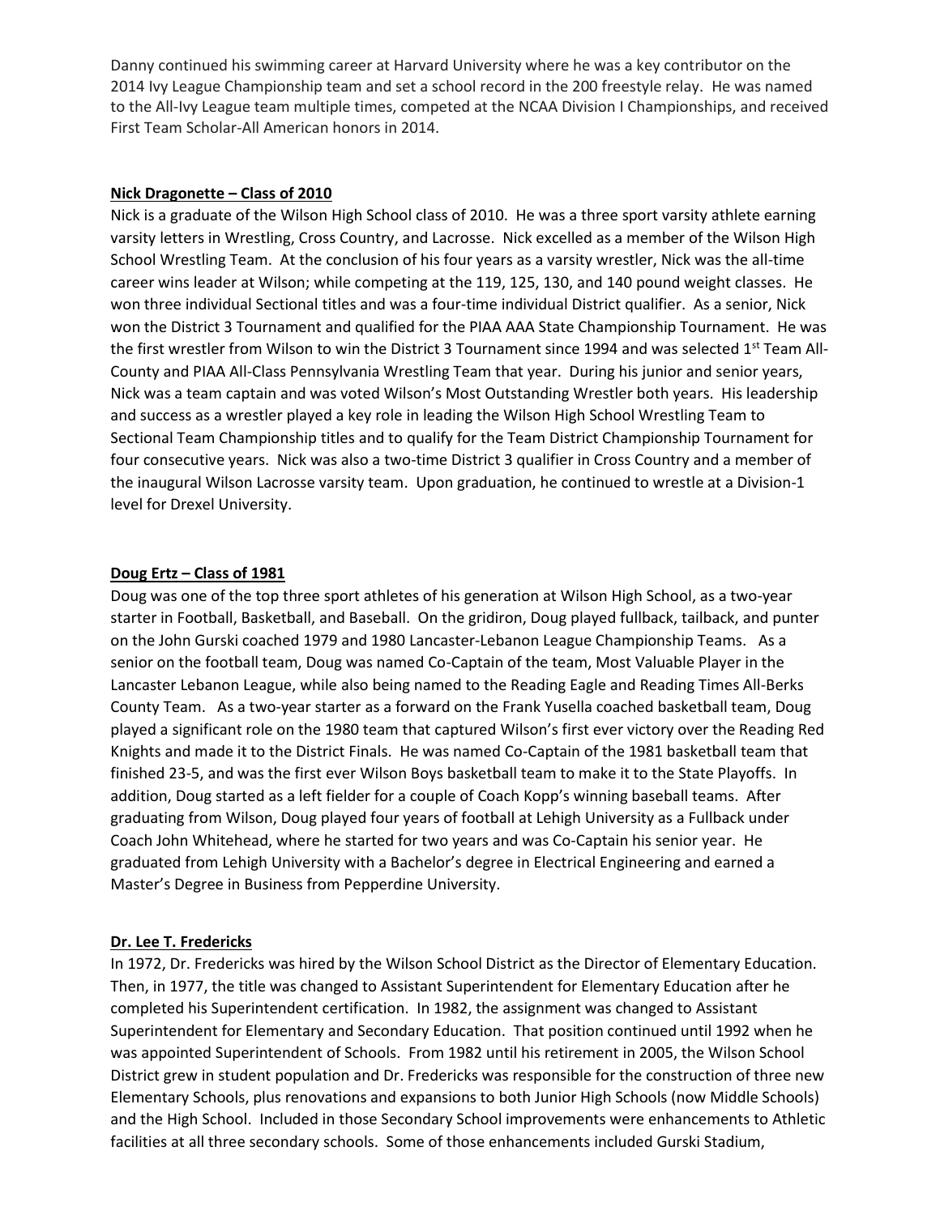Danny continued his swimming career at Harvard University where he was a key contributor on the 2014 Ivy League Championship team and set a school record in the 200 freestyle relay. He was named to the All-Ivy League team multiple times, competed at the NCAA Division I Championships, and received First Team Scholar-All American honors in 2014.

**Nick Dragonette – Class of 2010**

Nick is a graduate of the Wilson High School class of 2010. He was a three sport varsity athlete earning varsity letters in Wrestling, Cross Country, and Lacrosse. Nick excelled as a member of the Wilson High School Wrestling Team. At the conclusion of his four years as a varsity wrestler, Nick was the all-time career wins leader at Wilson; while competing at the 119, 125, 130, and 140 pound weight classes. He won three individual Sectional titles and was a four-time individual District qualifier. As a senior, Nick won the District 3 Tournament and qualified for the PIAA AAA State Championship Tournament. He was the first wrestler from Wilson to win the District 3 Tournament since 1994 and was selected 1st Team All-County and PIAA All-Class Pennsylvania Wrestling Team that year. During his junior and senior years, Nick was a team captain and was voted Wilson's Most Outstanding Wrestler both years. His leadership and success as a wrestler played a key role in leading the Wilson High School Wrestling Team to Sectional Team Championship titles and to qualify for the Team District Championship Tournament for four consecutive years. Nick was also a two-time District 3 qualifier in Cross Country and a member of the inaugural Wilson Lacrosse varsity team. Upon graduation, he continued to wrestle at a Division-1 level for Drexel University.

**Doug Ertz – Class of 1981**

Doug was one of the top three sport athletes of his generation at Wilson High School, as a two-year starter in Football, Basketball, and Baseball. On the gridiron, Doug played fullback, tailback, and punter on the John Gurski coached 1979 and 1980 Lancaster-Lebanon League Championship Teams. As a senior on the football team, Doug was named Co-Captain of the team, Most Valuable Player in the Lancaster Lebanon League, while also being named to the Reading Eagle and Reading Times All-Berks County Team. As a two-year starter as a forward on the Frank Yusella coached basketball team, Doug played a significant role on the 1980 team that captured Wilson's first ever victory over the Reading Red Knights and made it to the District Finals. He was named Co-Captain of the 1981 basketball team that finished 23-5, and was the first ever Wilson Boys basketball team to make it to the State Playoffs. In addition, Doug started as a left fielder for a couple of Coach Kopp's winning baseball teams. After graduating from Wilson, Doug played four years of football at Lehigh University as a Fullback under Coach John Whitehead, where he started for two years and was Co-Captain his senior year. He graduated from Lehigh University with a Bachelor's degree in Electrical Engineering and earned a Master's Degree in Business from Pepperdine University.

**Dr. Lee T. Fredericks**

In 1972, Dr. Fredericks was hired by the Wilson School District as the Director of Elementary Education. Then, in 1977, the title was changed to Assistant Superintendent for Elementary Education after he completed his Superintendent certification. In 1982, the assignment was changed to Assistant Superintendent for Elementary and Secondary Education. That position continued until 1992 when he was appointed Superintendent of Schools. From 1982 until his retirement in 2005, the Wilson School District grew in student population and Dr. Fredericks was responsible for the construction of three new Elementary Schools, plus renovations and expansions to both Junior High Schools (now Middle Schools) and the High School. Included in those Secondary School improvements were enhancements to Athletic facilities at all three secondary schools. Some of those enhancements included Gurski Stadium,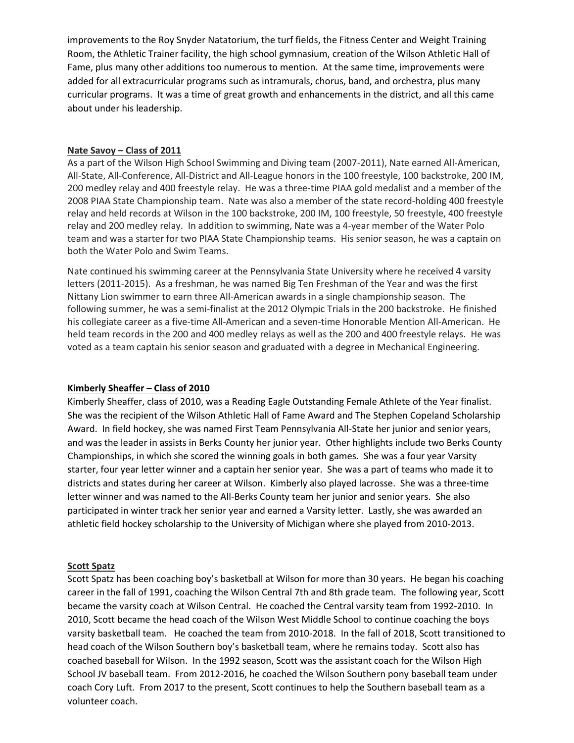improvements to the Roy Snyder Natatorium, the turf fields, the Fitness Center and Weight Training Room, the Athletic Trainer facility, the high school gymnasium, creation of the Wilson Athletic Hall of Fame, plus many other additions too numerous to mention. At the same time, improvements were added for all extracurricular programs such as intramurals, chorus, band, and orchestra, plus many curricular programs. It was a time of great growth and enhancements in the district, and all this came about under his leadership.

**Nate Savoy – Class of 2011**

As a part of the Wilson High School Swimming and Diving team (2007-2011), Nate earned All-American, All-State, All-Conference, All-District and All-League honors in the 100 freestyle, 100 backstroke, 200 IM, 200 medley relay and 400 freestyle relay. He was a three-time PIAA gold medalist and a member of the 2008 PIAA State Championship team. Nate was also a member of the state record-holding 400 freestyle relay and held records at Wilson in the 100 backstroke, 200 IM, 100 freestyle, 50 freestyle, 400 freestyle relay and 200 medley relay. In addition to swimming, Nate was a 4-year member of the Water Polo team and was a starter for two PIAA State Championship teams. His senior season, he was a captain on both the Water Polo and Swim Teams.

Nate continued his swimming career at the Pennsylvania State University where he received 4 varsity letters (2011-2015). As a freshman, he was named Big Ten Freshman of the Year and was the first Nittany Lion swimmer to earn three All-American awards in a single championship season. The following summer, he was a semi-finalist at the 2012 Olympic Trials in the 200 backstroke. He finished his collegiate career as a five-time All-American and a seven-time Honorable Mention All-American. He held team records in the 200 and 400 medley relays as well as the 200 and 400 freestyle relays. He was voted as a team captain his senior season and graduated with a degree in Mechanical Engineering.

**Kimberly Sheaffer – Class of 2010**

Kimberly Sheaffer, class of 2010, was a Reading Eagle Outstanding Female Athlete of the Year finalist. She was the recipient of the Wilson Athletic Hall of Fame Award and The Stephen Copeland Scholarship Award. In field hockey, she was named First Team Pennsylvania All-State her junior and senior years, and was the leader in assists in Berks County her junior year. Other highlights include two Berks County Championships, in which she scored the winning goals in both games. She was a four year Varsity starter, four year letter winner and a captain her senior year. She was a part of teams who made it to districts and states during her career at Wilson. Kimberly also played lacrosse. She was a three-time letter winner and was named to the All-Berks County team her junior and senior years. She also participated in winter track her senior year and earned a Varsity letter. Lastly, she was awarded an athletic field hockey scholarship to the University of Michigan where she played from 2010-2013.

**Scott Spatz**

Scott Spatz has been coaching boy's basketball at Wilson for more than 30 years. He began his coaching career in the fall of 1991, coaching the Wilson Central 7th and 8th grade team. The following year, Scott became the varsity coach at Wilson Central. He coached the Central varsity team from 1992-2010. In 2010, Scott became the head coach of the Wilson West Middle School to continue coaching the boys varsity basketball team. He coached the team from 2010-2018. In the fall of 2018, Scott transitioned to head coach of the Wilson Southern boy's basketball team, where he remains today. Scott also has coached baseball for Wilson. In the 1992 season, Scott was the assistant coach for the Wilson High School JV baseball team. From 2012-2016, he coached the Wilson Southern pony baseball team under coach Cory Luft. From 2017 to the present, Scott continues to help the Southern baseball team as a volunteer coach.